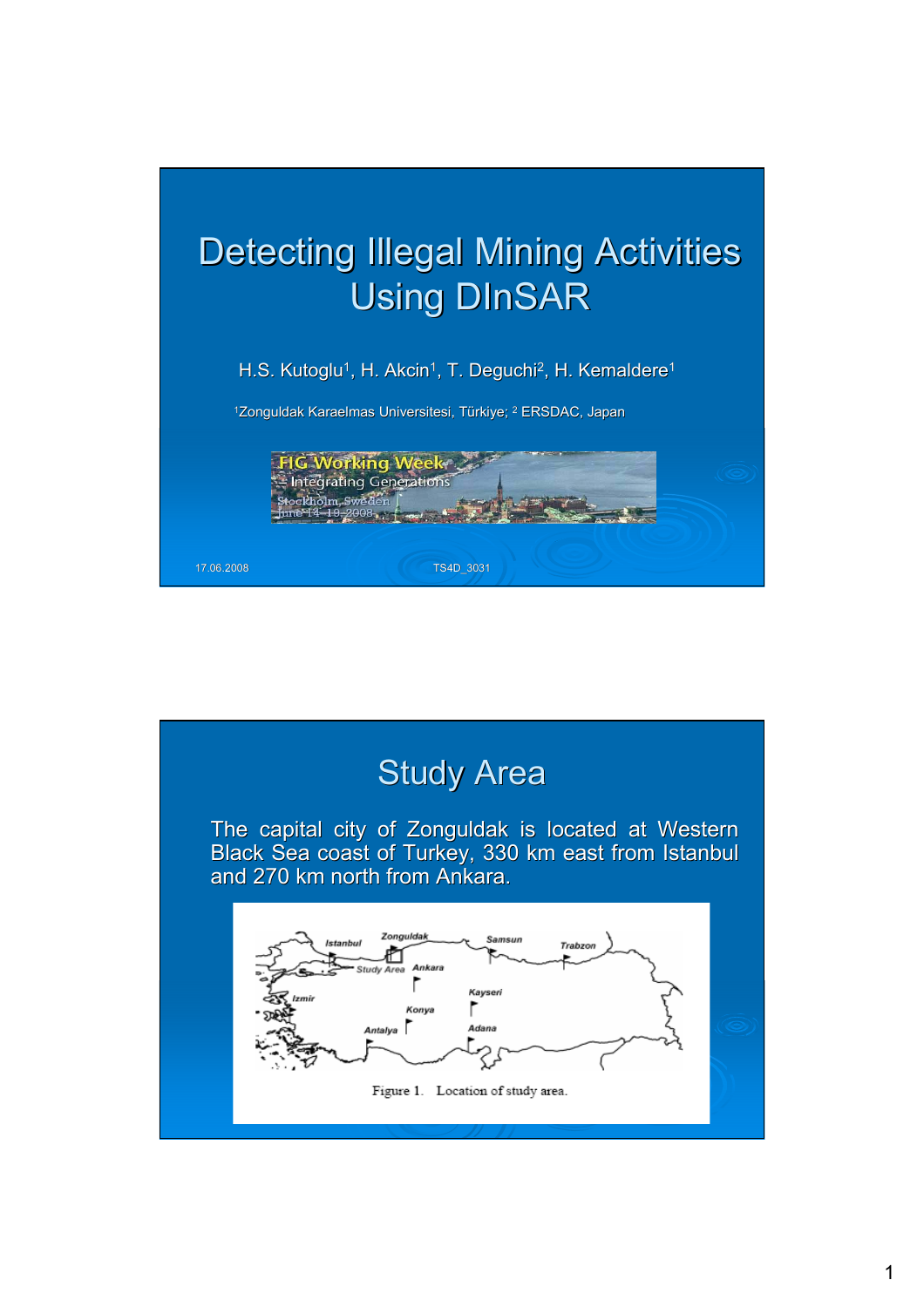# Detecting Illegal Mining Activities Using DInSAR

H.S. Kutoglu[1], H. Akcin[1], T. Deguchi[2], H. Kemaldere[1]

[1]Zonguldak Karaelmas Universitesi, Türkiye; [2] ERSDAC, Japan

FIG Working Week
Integrating Generations
Stockholm, Sweden
June 14-19, 2008

17.06.2008 TS4D_3031

## Study Area

The capital city of Zonguldak is located at Western Black Sea coast of Turkey, 330 km east from Istanbul and 270 km north from Ankara.

Figure 1. Location of study area.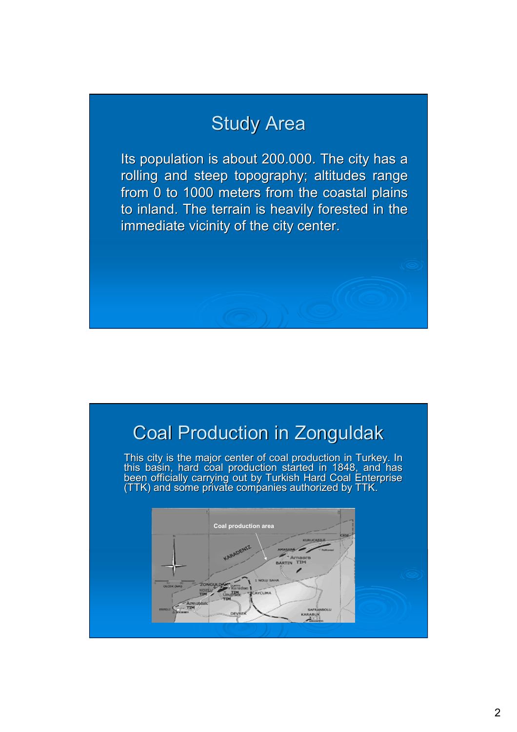## Study Area

Its population is about 200.000. The city has a rolling and steep topography; altitudes range from 0 to 1000 meters from the coastal plains to inland. The terrain is heavily forested in the immediate vicinity of the city center.

## Coal Production in Zonguldak

This city is the major center of coal production in Turkey. In this basin, hard coal production started in 1848, and has been officially carrying out by Turkish Hard Coal Enterprise (TTK) and some private companies authorized by TTK.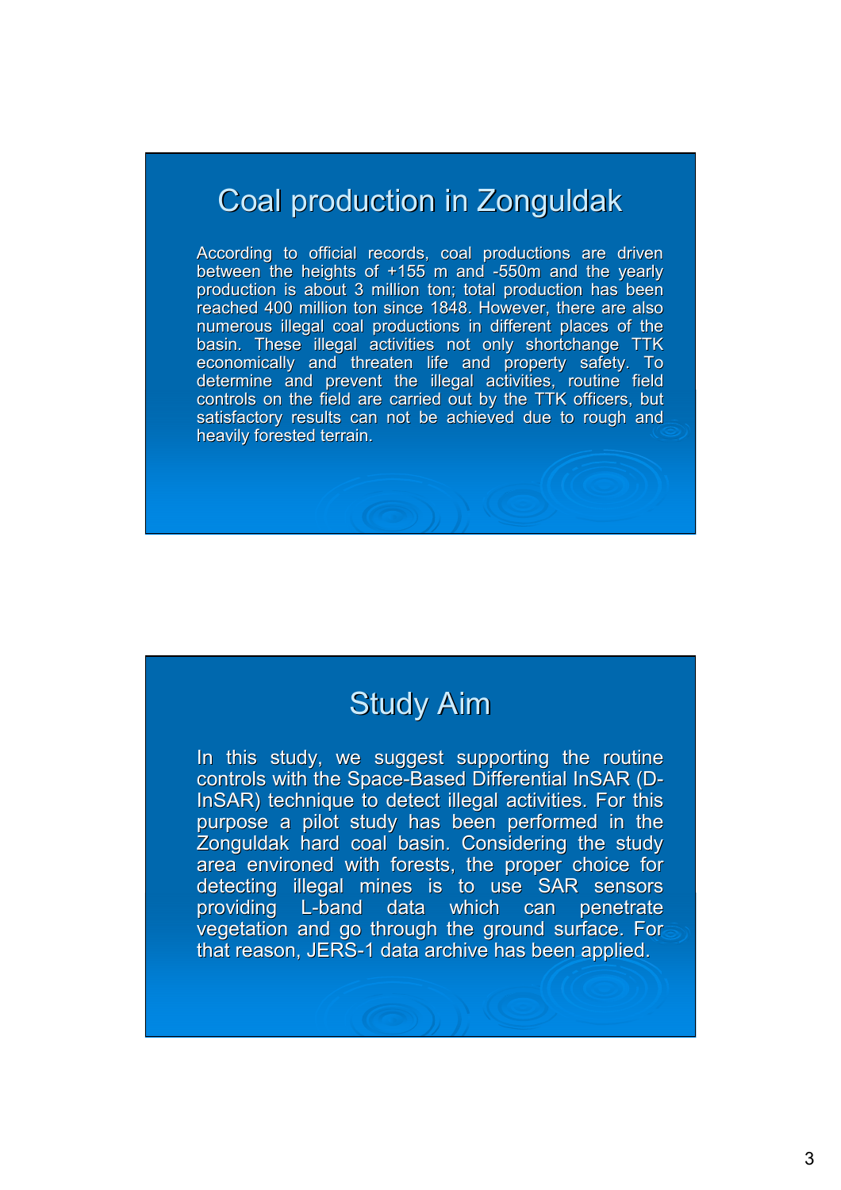## Coal production in Zonguldak

According to official records, coal productions are driven between the heights of +155 m and -550m and the yearly production is about 3 million ton; total production has been reached 400 million ton since 1848. However, there are also numerous illegal coal productions in different places of the basin. These illegal activities not only shortchange TTK economically and threaten life and property safety. To determine and prevent the illegal activities, routine field controls on the field are carried out by the TTK officers, but satisfactory results can not be achieved due to rough and heavily forested terrain.

## Study Aim

In this study, we suggest supporting the routine controls with the Space-Based Differential InSAR (D-InSAR) technique to detect illegal activities. For this purpose a pilot study has been performed in the Zonguldak hard coal basin. Considering the study area environed with forests, the proper choice for detecting illegal mines is to use SAR sensors providing L-band data which can penetrate vegetation and go through the ground surface. For that reason, JERS-1 data archive has been applied.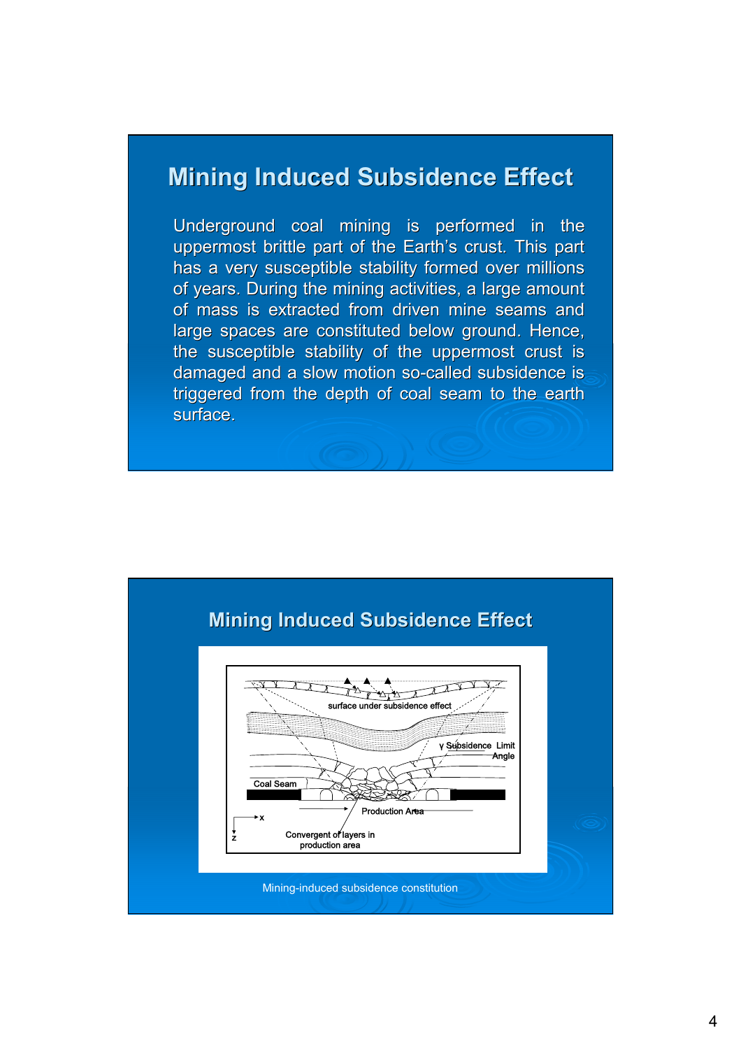# Mining Induced Subsidence Effect

Underground coal mining is performed in the uppermost brittle part of the Earth's crust. This part has a very susceptible stability formed over millions of years. During the mining activities, a large amount of mass is extracted from driven mine seams and large spaces are constituted below ground. Hence, the susceptible stability of the uppermost crust is damaged and a slow motion so-called subsidence is triggered from the depth of coal seam to the earth surface.

# Mining Induced Subsidence Effect

Mining-induced subsidence constitution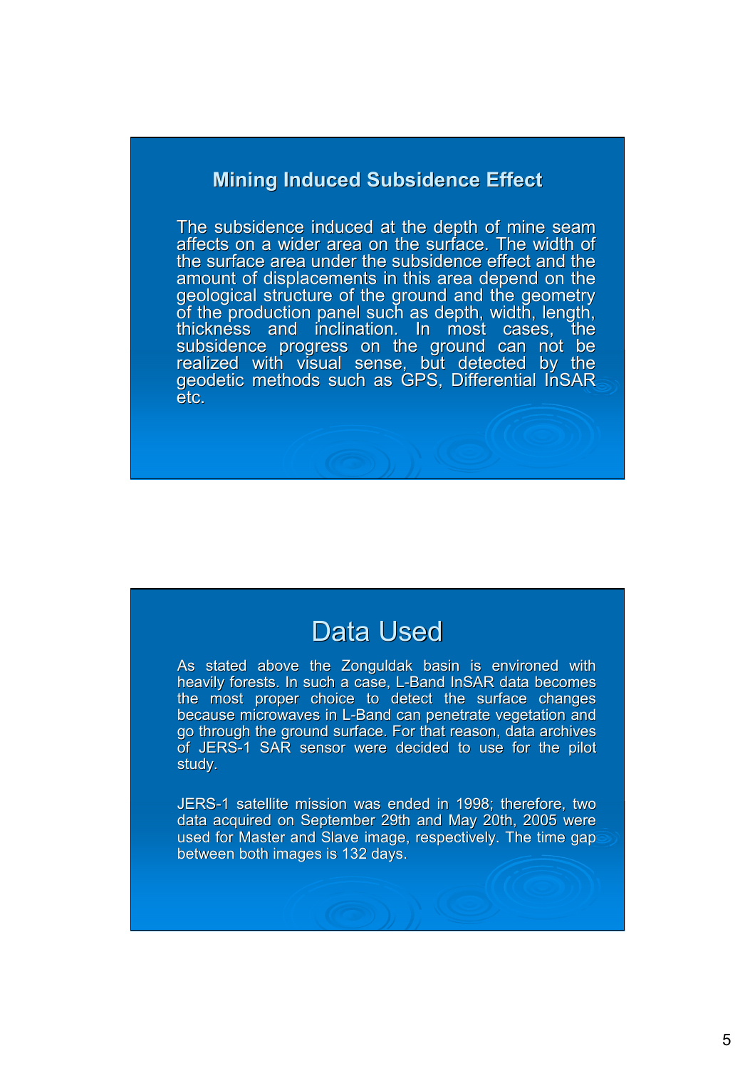## Mining Induced Subsidence Effect

The subsidence induced at the depth of mine seam affects on a wider area on the surface. The width of the surface area under the subsidence effect and the amount of displacements in this area depend on the geological structure of the ground and the geometry of the production panel such as depth, width, length, thickness and inclination. In most cases, the subsidence progress on the ground can not be realized with visual sense, but detected by the geodetic methods such as GPS, Differential InSAR etc.

## Data Used

As stated above the Zonguldak basin is environed with heavily forests. In such a case, L-Band InSAR data becomes the most proper choice to detect the surface changes because microwaves in L-Band can penetrate vegetation and go through the ground surface. For that reason, data archives of JERS-1 SAR sensor were decided to use for the pilot study.

JERS-1 satellite mission was ended in 1998; therefore, two data acquired on September 29th and May 20th, 2005 were used for Master and Slave image, respectively. The time gap between both images is 132 days.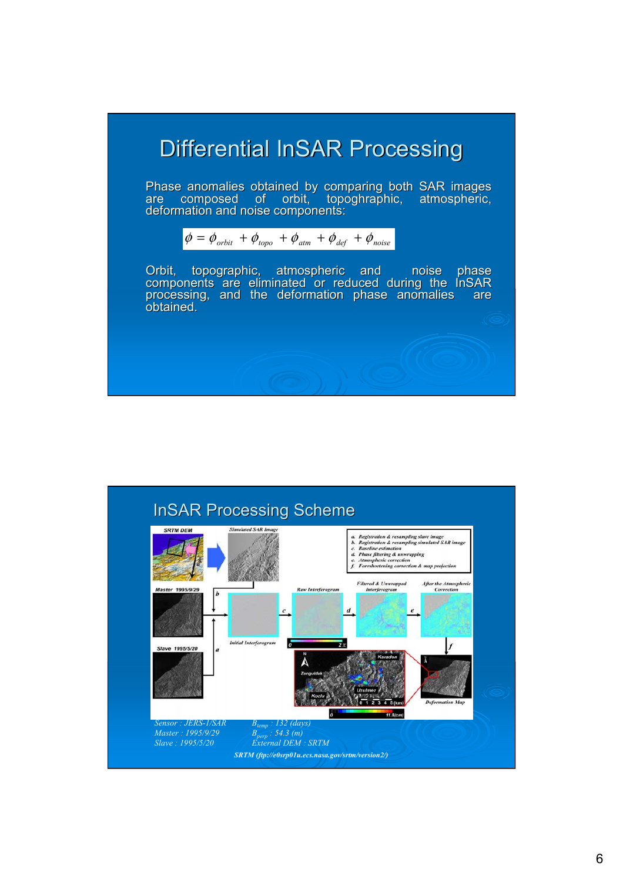# Differential InSAR Processing

Phase anomalies obtained by comparing both SAR images are composed of orbit, topoghraphic, atmospheric, deformation and noise components:

$$\phi = \phi_{orbit} + \phi_{topo} + \phi_{atm} + \phi_{def} + \phi_{noise}$$

Orbit, topographic, atmospheric and noise phase components are eliminated or reduced during the InSAR processing, and the deformation phase anomalies are obtained.

# InSAR Processing Scheme

a. Registration & resampling slave image
b. Registration & resampling simulated SAR image
c. Baseline estimation
d. Phase filtering & unwrapping
e. Atmospheric correction
f. Foreshortening correction & map projection

Sensor : JERS-1/SAR
Master : 1995/9/29
Slave : 1995/5/20

$B_{temp}$ : 132 (days)
$B_{perp}$ : 54.3 (m)
External DEM : SRTM

SRTM (ftp://e0srp01u.ecs.nasa.gov/srtm/version2/)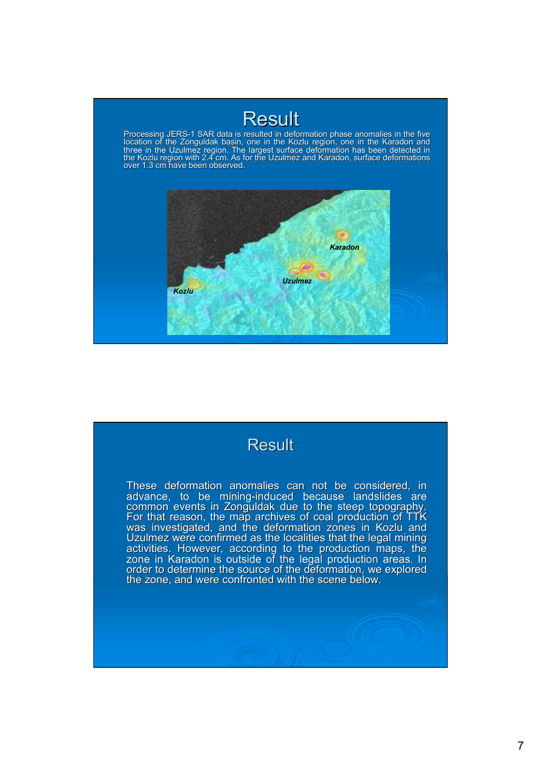# Result

Processing JERS-1 SAR data is resulted in deformation phase anomalies in the five location of the Zonguldak basin, one in the Kozlu region, one in the Karadon and three in the Uzulmez region. The largest surface deformation has been detected in the Kozlu region with 2.4 cm. As for the Uzulmez and Karadon, surface deformations over 1.3 cm have been observed.

Karadon

Uzulmez

Kozlu

# Result

These deformation anomalies can not be considered, in advance, to be mining-induced because landslides are common events in Zonguldak due to the steep topography. For that reason, the map archives of coal production of TTK was investigated, and the deformation zones in Kozlu and Uzulmez were confirmed as the localities that the legal mining activities. However, according to the production maps, the zone in Karadon is outside of the legal production areas. In order to determine the source of the deformation, we explored the zone, and were confronted with the scene below.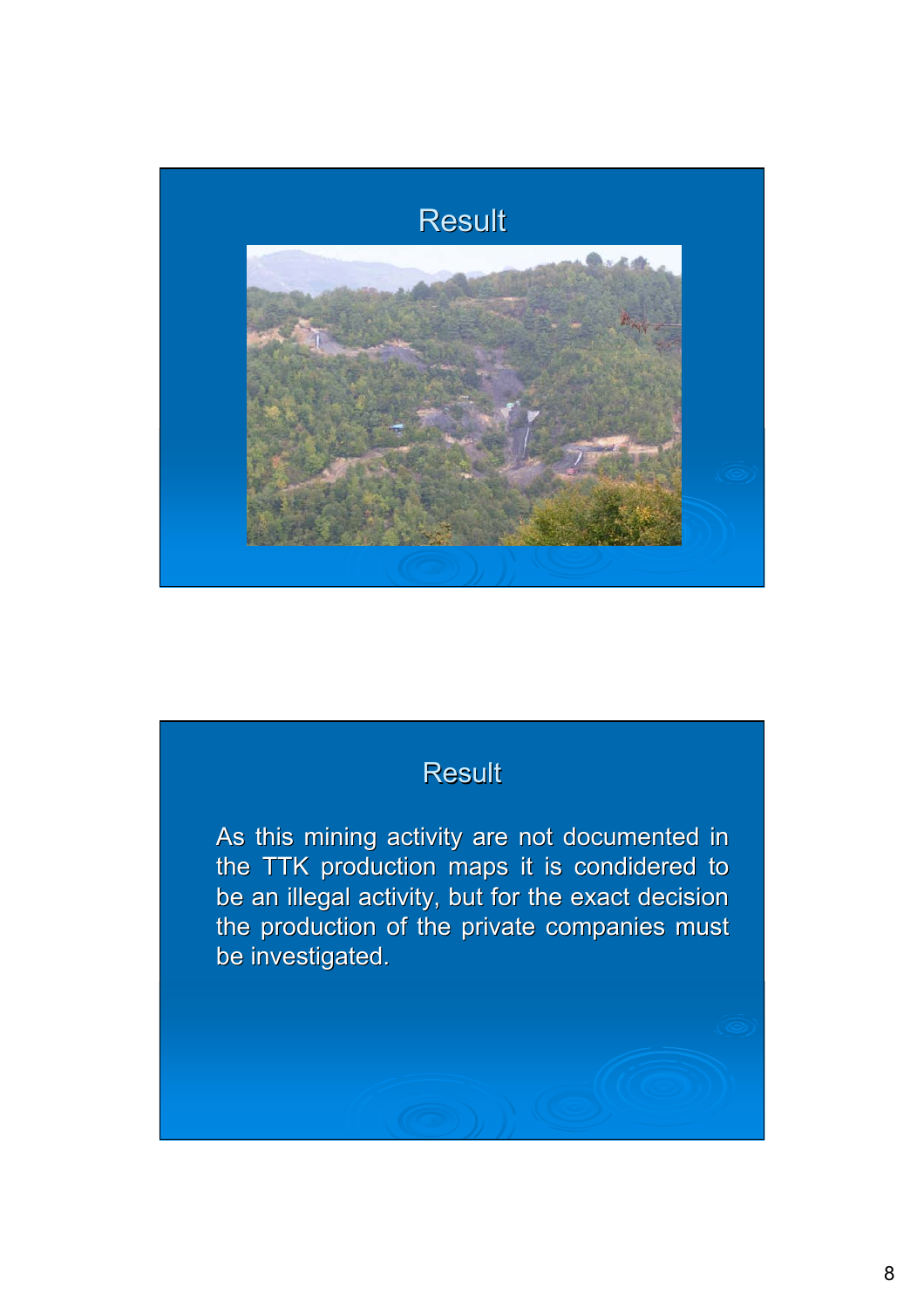## Result

## Result

As this mining activity are not documented in the TTK production maps it is condidered to be an illegal activity, but for the exact decision the production of the private companies must be investigated.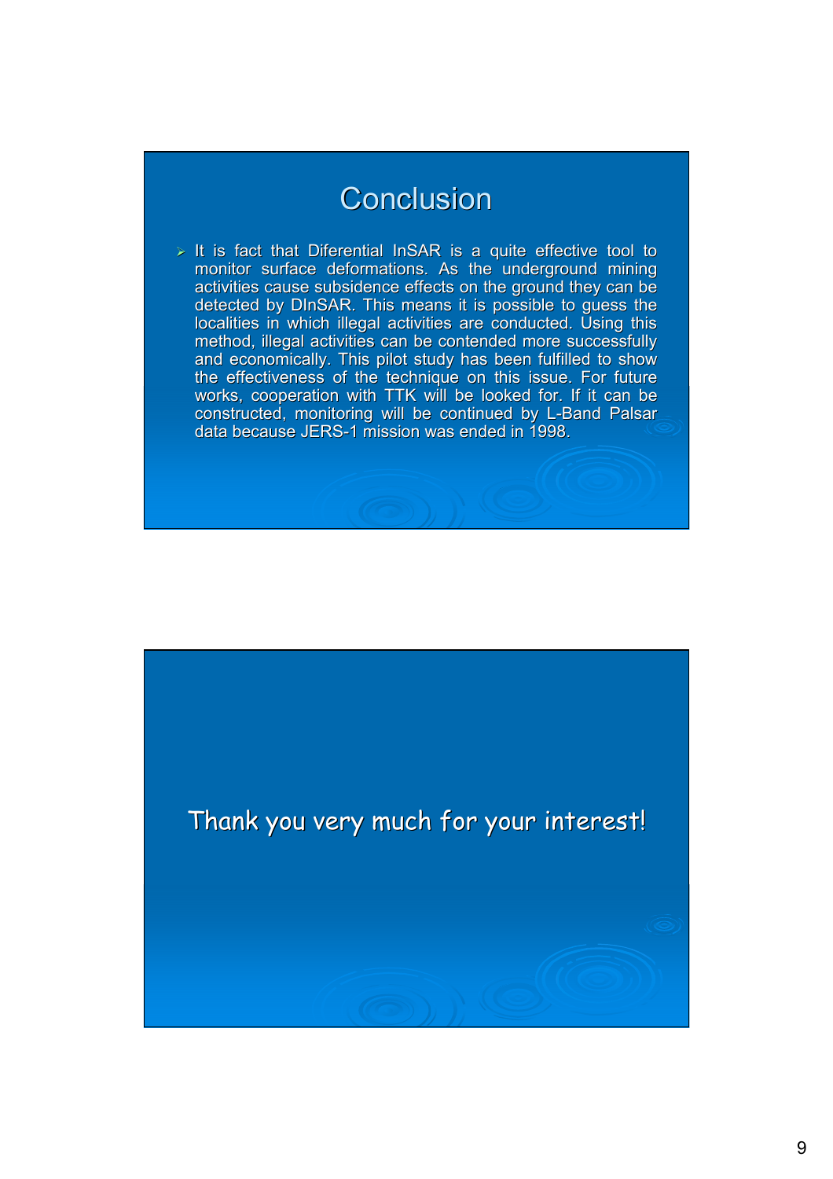# Conclusion

- It is fact that Diferential InSAR is a quite effective tool to monitor surface deformations. As the underground mining activities cause subsidence effects on the ground they can be detected by DInSAR. This means it is possible to guess the localities in which illegal activities are conducted. Using this method, illegal activities can be contended more successfully and economically. This pilot study has been fulfilled to show the effectiveness of the technique on this issue. For future works, cooperation with TTK will be looked for. If it can be constructed, monitoring will be continued by L-Band Palsar data because JERS-1 mission was ended in 1998.

Thank you very much for your interest!